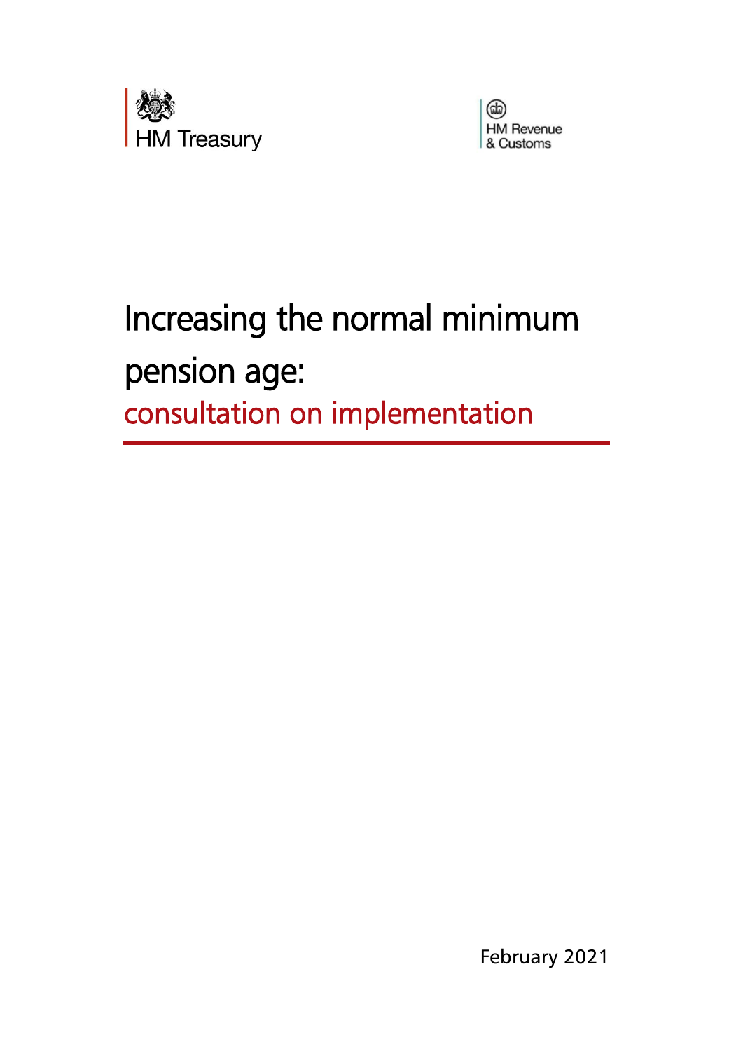HM Treasury

HM Revenue & Customs

# Increasing the normal minimum pension age:

## consultation on implementation

February 2021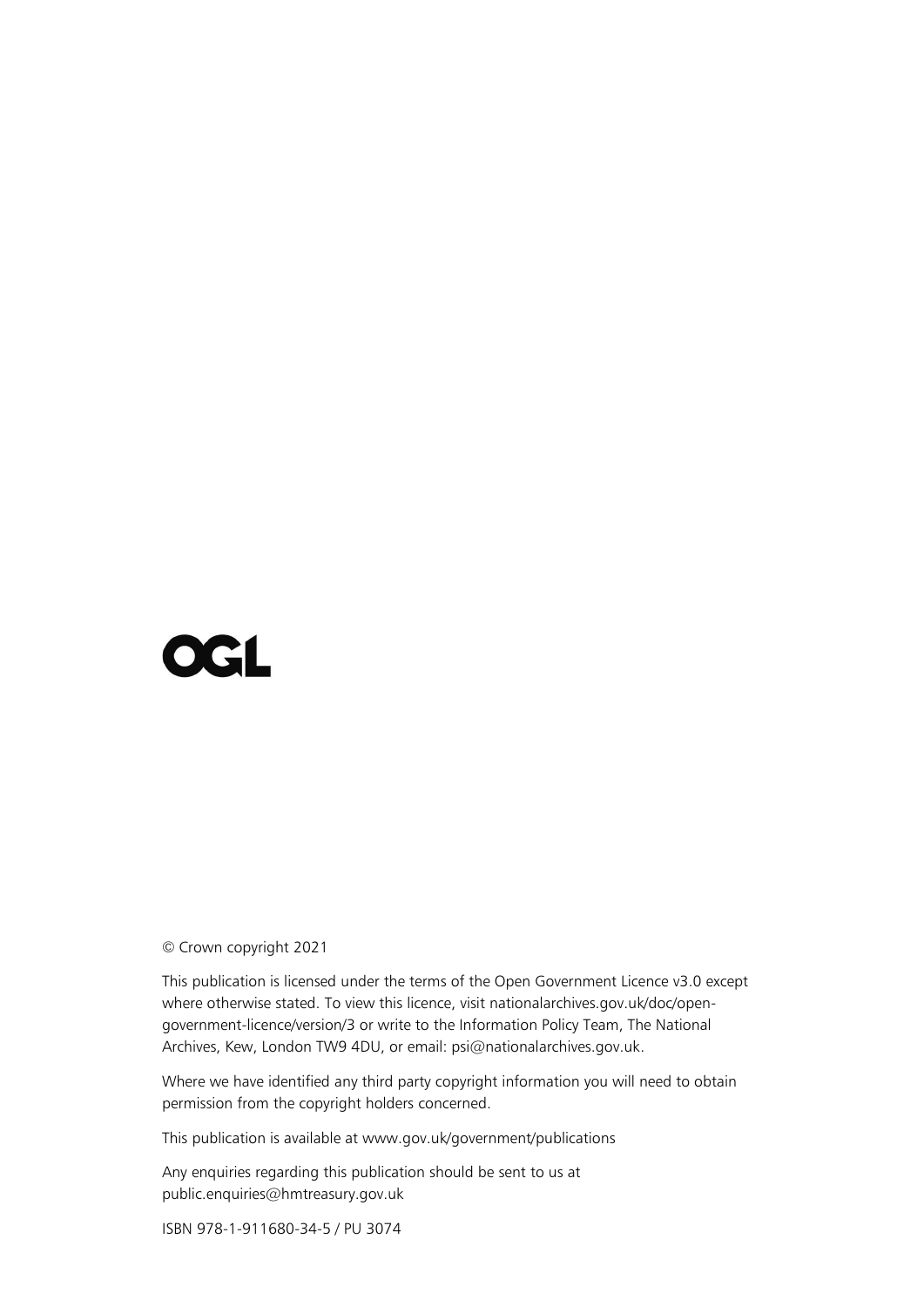OGL

© Crown copyright 2021

This publication is licensed under the terms of the Open Government Licence v3.0 except where otherwise stated. To view this licence, visit nationalarchives.gov.uk/doc/open-government-licence/version/3 or write to the Information Policy Team, The National Archives, Kew, London TW9 4DU, or email: psi@nationalarchives.gov.uk.

Where we have identified any third party copyright information you will need to obtain permission from the copyright holders concerned.

This publication is available at www.gov.uk/government/publications

Any enquiries regarding this publication should be sent to us at public.enquiries@hmtreasury.gov.uk

ISBN 978-1-911680-34-5 / PU 3074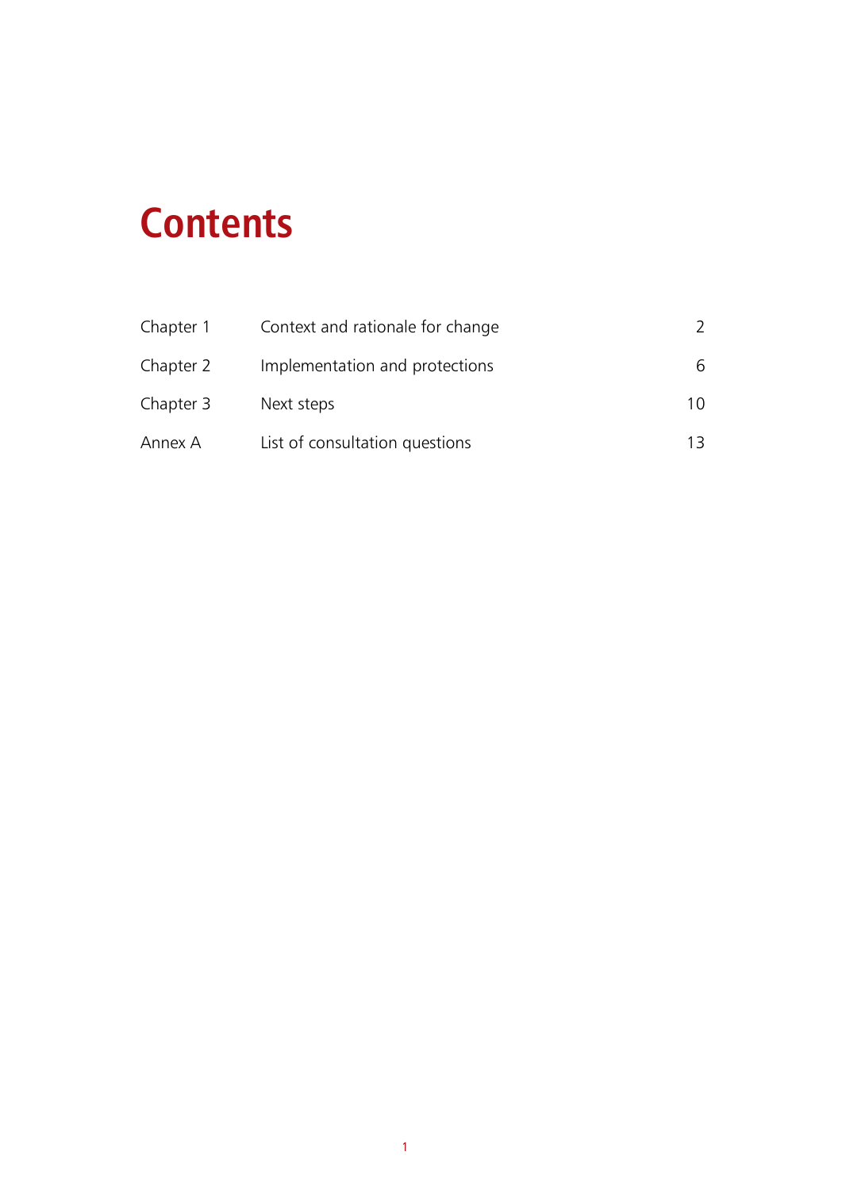# Contents

| | | |
|---|---|---|
| Chapter 1 | Context and rationale for change | 2 |
| Chapter 2 | Implementation and protections | 6 |
| Chapter 3 | Next steps | 10 |
| Annex A | List of consultation questions | 13 |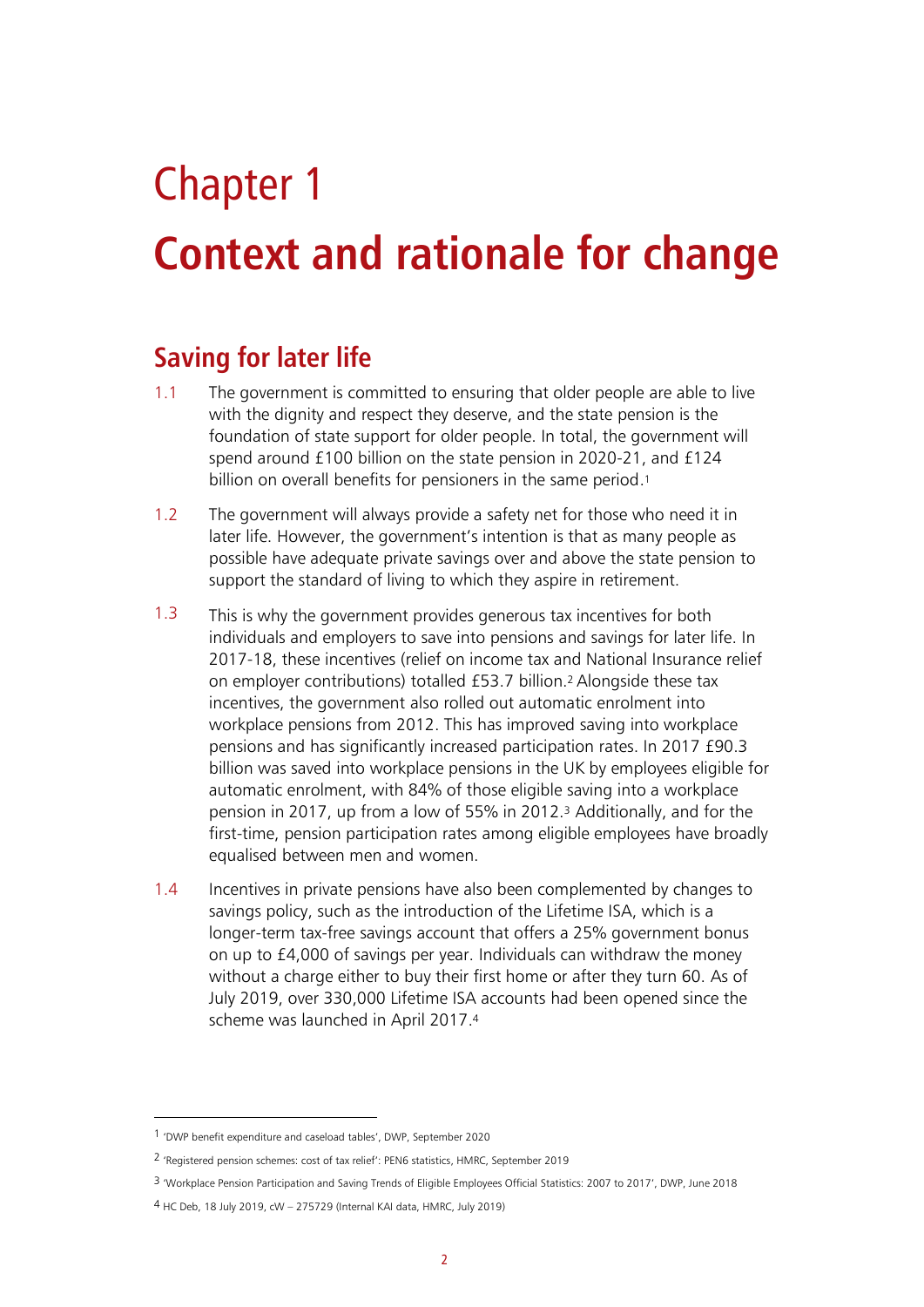# Chapter 1

# Context and rationale for change

## Saving for later life

1.1 The government is committed to ensuring that older people are able to live with the dignity and respect they deserve, and the state pension is the foundation of state support for older people. In total, the government will spend around £100 billion on the state pension in 2020-21, and £124 billion on overall benefits for pensioners in the same period.[1]

1.2 The government will always provide a safety net for those who need it in later life. However, the government's intention is that as many people as possible have adequate private savings over and above the state pension to support the standard of living to which they aspire in retirement.

1.3 This is why the government provides generous tax incentives for both individuals and employers to save into pensions and savings for later life. In 2017-18, these incentives (relief on income tax and National Insurance relief on employer contributions) totalled £53.7 billion.[2] Alongside these tax incentives, the government also rolled out automatic enrolment into workplace pensions from 2012. This has improved saving into workplace pensions and has significantly increased participation rates. In 2017 £90.3 billion was saved into workplace pensions in the UK by employees eligible for automatic enrolment, with 84% of those eligible saving into a workplace pension in 2017, up from a low of 55% in 2012.[3] Additionally, and for the first-time, pension participation rates among eligible employees have broadly equalised between men and women.

1.4 Incentives in private pensions have also been complemented by changes to savings policy, such as the introduction of the Lifetime ISA, which is a longer-term tax-free savings account that offers a 25% government bonus on up to £4,000 of savings per year. Individuals can withdraw the money without a charge either to buy their first home or after they turn 60. As of July 2019, over 330,000 Lifetime ISA accounts had been opened since the scheme was launched in April 2017.[4]

---

[1] 'DWP benefit expenditure and caseload tables', DWP, September 2020

[2] 'Registered pension schemes: cost of tax relief': PEN6 statistics, HMRC, September 2019

[3] 'Workplace Pension Participation and Saving Trends of Eligible Employees Official Statistics: 2007 to 2017', DWP, June 2018

[4] HC Deb, 18 July 2019, cW – 275729 (Internal KAI data, HMRC, July 2019)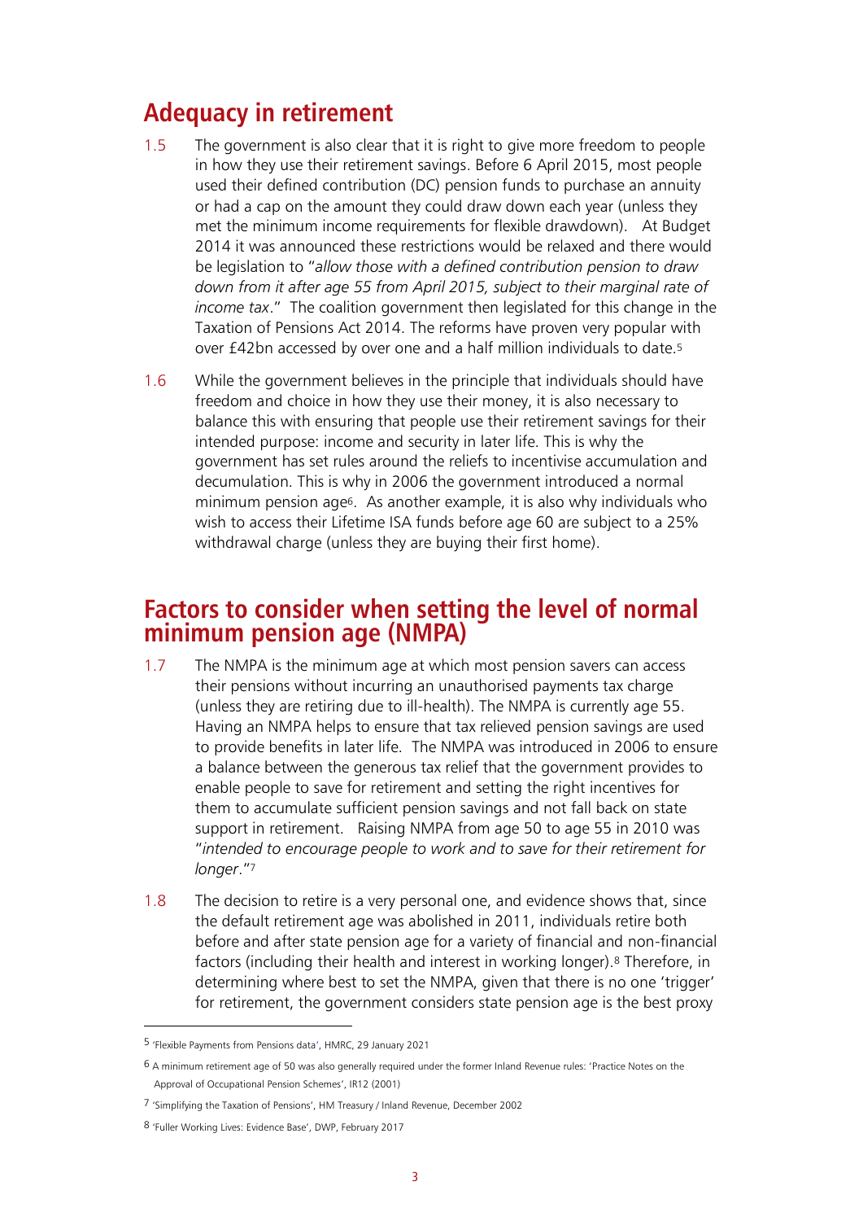## Adequacy in retirement

1.5 The government is also clear that it is right to give more freedom to people in how they use their retirement savings. Before 6 April 2015, most people used their defined contribution (DC) pension funds to purchase an annuity or had a cap on the amount they could draw down each year (unless they met the minimum income requirements for flexible drawdown). At Budget 2014 it was announced these restrictions would be relaxed and there would be legislation to "*allow those with a defined contribution pension to draw down from it after age 55 from April 2015, subject to their marginal rate of income tax*." The coalition government then legislated for this change in the Taxation of Pensions Act 2014. The reforms have proven very popular with over £42bn accessed by over one and a half million individuals to date.[5]

1.6 While the government believes in the principle that individuals should have freedom and choice in how they use their money, it is also necessary to balance this with ensuring that people use their retirement savings for their intended purpose: income and security in later life. This is why the government has set rules around the reliefs to incentivise accumulation and decumulation. This is why in 2006 the government introduced a normal minimum pension age[6]. As another example, it is also why individuals who wish to access their Lifetime ISA funds before age 60 are subject to a 25% withdrawal charge (unless they are buying their first home).

## Factors to consider when setting the level of normal minimum pension age (NMPA)

1.7 The NMPA is the minimum age at which most pension savers can access their pensions without incurring an unauthorised payments tax charge (unless they are retiring due to ill-health). The NMPA is currently age 55. Having an NMPA helps to ensure that tax relieved pension savings are used to provide benefits in later life. The NMPA was introduced in 2006 to ensure a balance between the generous tax relief that the government provides to enable people to save for retirement and setting the right incentives for them to accumulate sufficient pension savings and not fall back on state support in retirement. Raising NMPA from age 50 to age 55 in 2010 was "*intended to encourage people to work and to save for their retirement for longer*."[7]

1.8 The decision to retire is a very personal one, and evidence shows that, since the default retirement age was abolished in 2011, individuals retire both before and after state pension age for a variety of financial and non-financial factors (including their health and interest in working longer).[8] Therefore, in determining where best to set the NMPA, given that there is no one 'trigger' for retirement, the government considers state pension age is the best proxy

---

[5] 'Flexible Payments from Pensions data', HMRC, 29 January 2021

[6] A minimum retirement age of 50 was also generally required under the former Inland Revenue rules: 'Practice Notes on the Approval of Occupational Pension Schemes', IR12 (2001)

[7] 'Simplifying the Taxation of Pensions', HM Treasury / Inland Revenue, December 2002

[8] 'Fuller Working Lives: Evidence Base', DWP, February 2017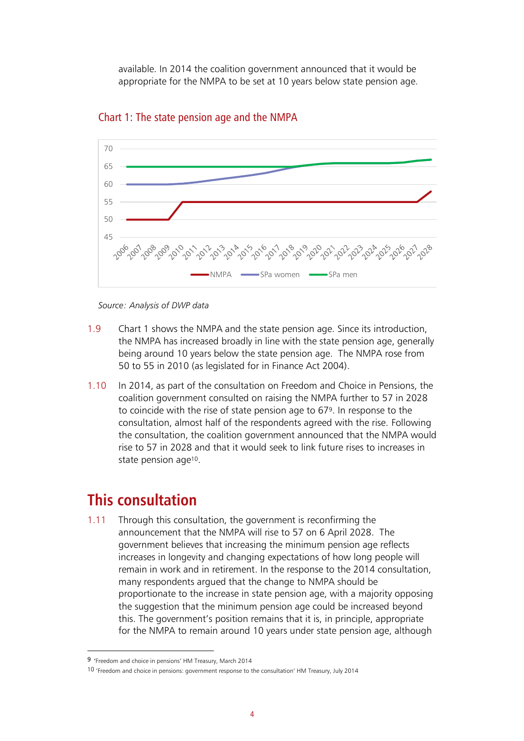available. In 2014 the coalition government announced that it would be appropriate for the NMPA to be set at 10 years below state pension age.

## Chart 1: The state pension age and the NMPA

*Source: Analysis of DWP data*

1.9 Chart 1 shows the NMPA and the state pension age. Since its introduction, the NMPA has increased broadly in line with the state pension age, generally being around 10 years below the state pension age. The NMPA rose from 50 to 55 in 2010 (as legislated for in Finance Act 2004).

1.10 In 2014, as part of the consultation on Freedom and Choice in Pensions, the coalition government consulted on raising the NMPA further to 57 in 2028 to coincide with the rise of state pension age to 67[9]. In response to the consultation, almost half of the respondents agreed with the rise. Following the consultation, the coalition government announced that the NMPA would rise to 57 in 2028 and that it would seek to link future rises to increases in state pension age[10].

# This consultation

1.11 Through this consultation, the government is reconfirming the announcement that the NMPA will rise to 57 on 6 April 2028. The government believes that increasing the minimum pension age reflects increases in longevity and changing expectations of how long people will remain in work and in retirement. In the response to the 2014 consultation, many respondents argued that the change to NMPA should be proportionate to the increase in state pension age, with a majority opposing the suggestion that the minimum pension age could be increased beyond this. The government's position remains that it is, in principle, appropriate for the NMPA to remain around 10 years under state pension age, although

[9] 'Freedom and choice in pensions' HM Treasury, March 2014

[10] 'Freedom and choice in pensions: government response to the consultation' HM Treasury, July 2014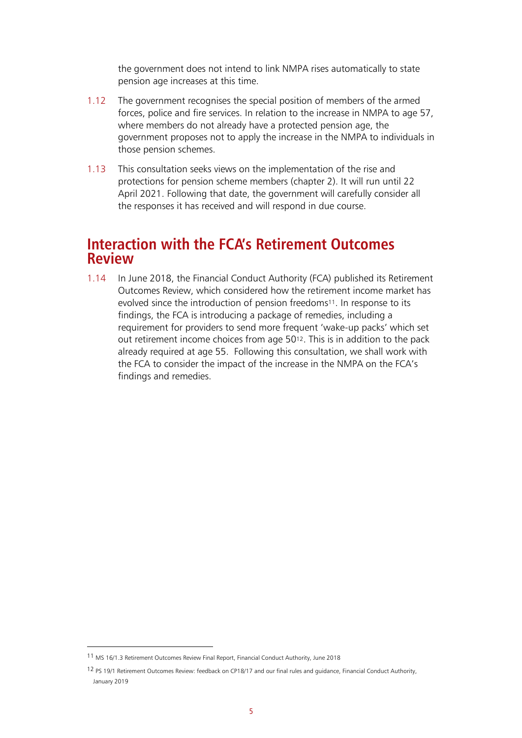the government does not intend to link NMPA rises automatically to state pension age increases at this time.

1.12 The government recognises the special position of members of the armed forces, police and fire services. In relation to the increase in NMPA to age 57, where members do not already have a protected pension age, the government proposes not to apply the increase in the NMPA to individuals in those pension schemes.

1.13 This consultation seeks views on the implementation of the rise and protections for pension scheme members (chapter 2). It will run until 22 April 2021. Following that date, the government will carefully consider all the responses it has received and will respond in due course.

## Interaction with the FCA's Retirement Outcomes Review

1.14 In June 2018, the Financial Conduct Authority (FCA) published its Retirement Outcomes Review, which considered how the retirement income market has evolved since the introduction of pension freedoms[11]. In response to its findings, the FCA is introducing a package of remedies, including a requirement for providers to send more frequent 'wake-up packs' which set out retirement income choices from age 50[12]. This is in addition to the pack already required at age 55. Following this consultation, we shall work with the FCA to consider the impact of the increase in the NMPA on the FCA's findings and remedies.

---

[11] MS 16/1.3 Retirement Outcomes Review Final Report, Financial Conduct Authority, June 2018

[12] PS 19/1 Retirement Outcomes Review: feedback on CP18/17 and our final rules and guidance, Financial Conduct Authority, January 2019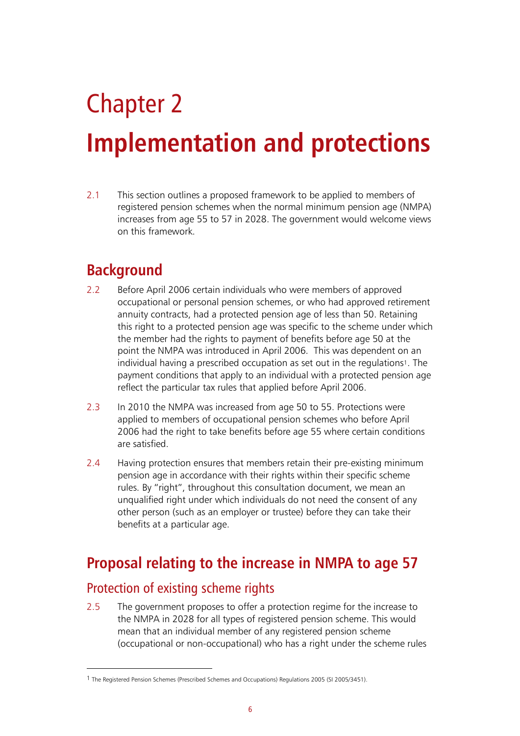# Chapter 2

# Implementation and protections

2.1 This section outlines a proposed framework to be applied to members of registered pension schemes when the normal minimum pension age (NMPA) increases from age 55 to 57 in 2028. The government would welcome views on this framework.

## Background

2.2 Before April 2006 certain individuals who were members of approved occupational or personal pension schemes, or who had approved retirement annuity contracts, had a protected pension age of less than 50. Retaining this right to a protected pension age was specific to the scheme under which the member had the rights to payment of benefits before age 50 at the point the NMPA was introduced in April 2006. This was dependent on an individual having a prescribed occupation as set out in the regulations[1]. The payment conditions that apply to an individual with a protected pension age reflect the particular tax rules that applied before April 2006.

2.3 In 2010 the NMPA was increased from age 50 to 55. Protections were applied to members of occupational pension schemes who before April 2006 had the right to take benefits before age 55 where certain conditions are satisfied.

2.4 Having protection ensures that members retain their pre-existing minimum pension age in accordance with their rights within their specific scheme rules. By "right", throughout this consultation document, we mean an unqualified right under which individuals do not need the consent of any other person (such as an employer or trustee) before they can take their benefits at a particular age.

## Proposal relating to the increase in NMPA to age 57

### Protection of existing scheme rights

2.5 The government proposes to offer a protection regime for the increase to the NMPA in 2028 for all types of registered pension scheme. This would mean that an individual member of any registered pension scheme (occupational or non-occupational) who has a right under the scheme rules

[1] The Registered Pension Schemes (Prescribed Schemes and Occupations) Regulations 2005 (SI 2005/3451).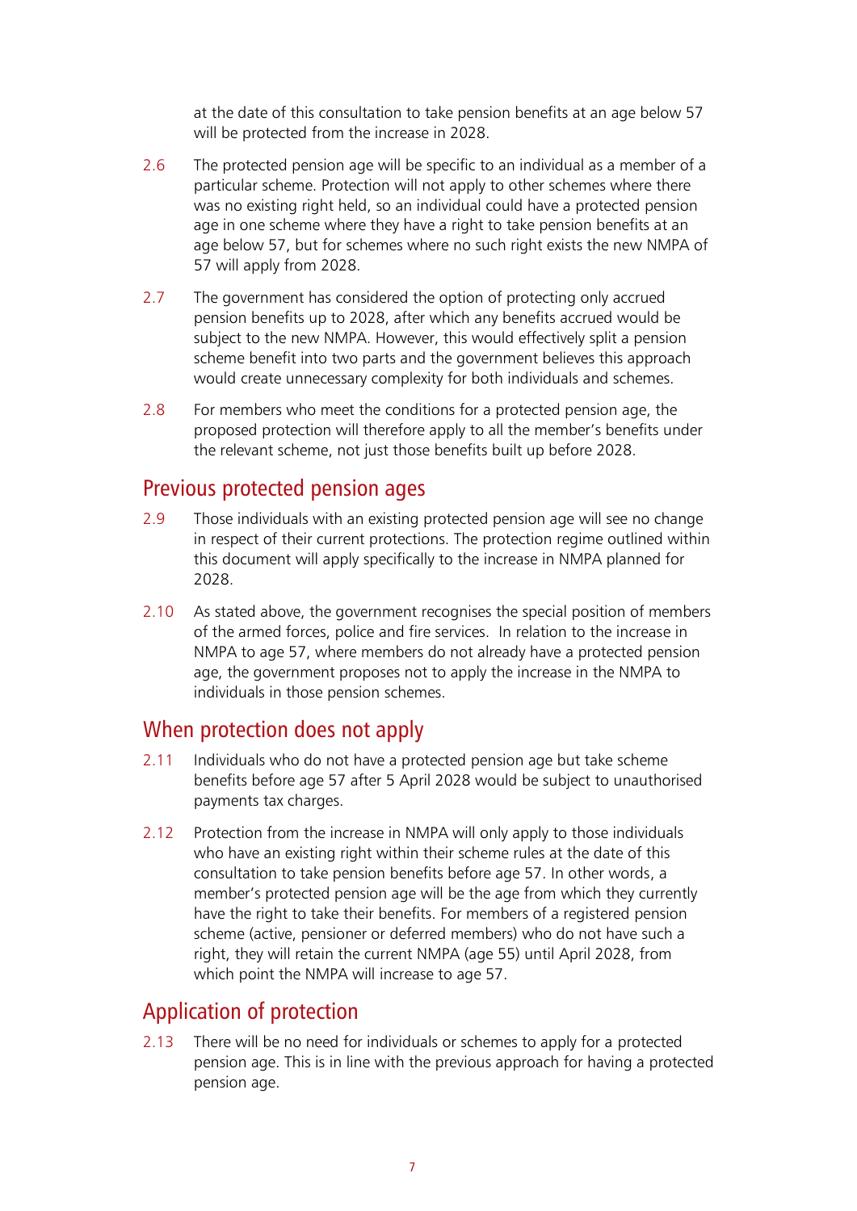at the date of this consultation to take pension benefits at an age below 57 will be protected from the increase in 2028.

2.6 The protected pension age will be specific to an individual as a member of a particular scheme. Protection will not apply to other schemes where there was no existing right held, so an individual could have a protected pension age in one scheme where they have a right to take pension benefits at an age below 57, but for schemes where no such right exists the new NMPA of 57 will apply from 2028.

2.7 The government has considered the option of protecting only accrued pension benefits up to 2028, after which any benefits accrued would be subject to the new NMPA. However, this would effectively split a pension scheme benefit into two parts and the government believes this approach would create unnecessary complexity for both individuals and schemes.

2.8 For members who meet the conditions for a protected pension age, the proposed protection will therefore apply to all the member's benefits under the relevant scheme, not just those benefits built up before 2028.

## Previous protected pension ages

2.9 Those individuals with an existing protected pension age will see no change in respect of their current protections. The protection regime outlined within this document will apply specifically to the increase in NMPA planned for 2028.

2.10 As stated above, the government recognises the special position of members of the armed forces, police and fire services. In relation to the increase in NMPA to age 57, where members do not already have a protected pension age, the government proposes not to apply the increase in the NMPA to individuals in those pension schemes.

## When protection does not apply

2.11 Individuals who do not have a protected pension age but take scheme benefits before age 57 after 5 April 2028 would be subject to unauthorised payments tax charges.

2.12 Protection from the increase in NMPA will only apply to those individuals who have an existing right within their scheme rules at the date of this consultation to take pension benefits before age 57. In other words, a member's protected pension age will be the age from which they currently have the right to take their benefits. For members of a registered pension scheme (active, pensioner or deferred members) who do not have such a right, they will retain the current NMPA (age 55) until April 2028, from which point the NMPA will increase to age 57.

## Application of protection

2.13 There will be no need for individuals or schemes to apply for a protected pension age. This is in line with the previous approach for having a protected pension age.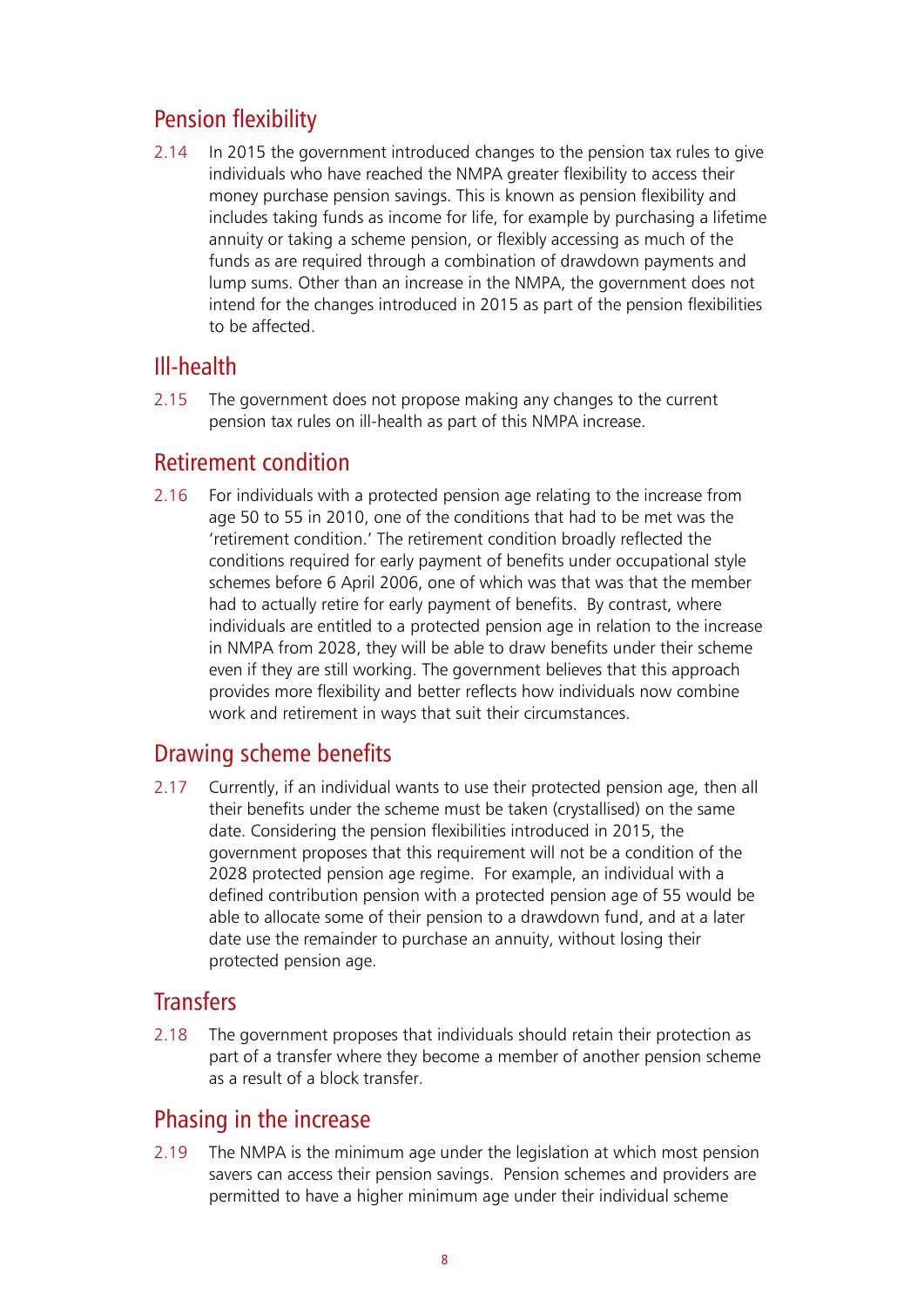## Pension flexibility

2.14 In 2015 the government introduced changes to the pension tax rules to give individuals who have reached the NMPA greater flexibility to access their money purchase pension savings. This is known as pension flexibility and includes taking funds as income for life, for example by purchasing a lifetime annuity or taking a scheme pension, or flexibly accessing as much of the funds as are required through a combination of drawdown payments and lump sums. Other than an increase in the NMPA, the government does not intend for the changes introduced in 2015 as part of the pension flexibilities to be affected.

## Ill-health

2.15 The government does not propose making any changes to the current pension tax rules on ill-health as part of this NMPA increase.

## Retirement condition

2.16 For individuals with a protected pension age relating to the increase from age 50 to 55 in 2010, one of the conditions that had to be met was the 'retirement condition.' The retirement condition broadly reflected the conditions required for early payment of benefits under occupational style schemes before 6 April 2006, one of which was that was that the member had to actually retire for early payment of benefits. By contrast, where individuals are entitled to a protected pension age in relation to the increase in NMPA from 2028, they will be able to draw benefits under their scheme even if they are still working. The government believes that this approach provides more flexibility and better reflects how individuals now combine work and retirement in ways that suit their circumstances.

## Drawing scheme benefits

2.17 Currently, if an individual wants to use their protected pension age, then all their benefits under the scheme must be taken (crystallised) on the same date. Considering the pension flexibilities introduced in 2015, the government proposes that this requirement will not be a condition of the 2028 protected pension age regime. For example, an individual with a defined contribution pension with a protected pension age of 55 would be able to allocate some of their pension to a drawdown fund, and at a later date use the remainder to purchase an annuity, without losing their protected pension age.

## Transfers

2.18 The government proposes that individuals should retain their protection as part of a transfer where they become a member of another pension scheme as a result of a block transfer.

## Phasing in the increase

2.19 The NMPA is the minimum age under the legislation at which most pension savers can access their pension savings. Pension schemes and providers are permitted to have a higher minimum age under their individual scheme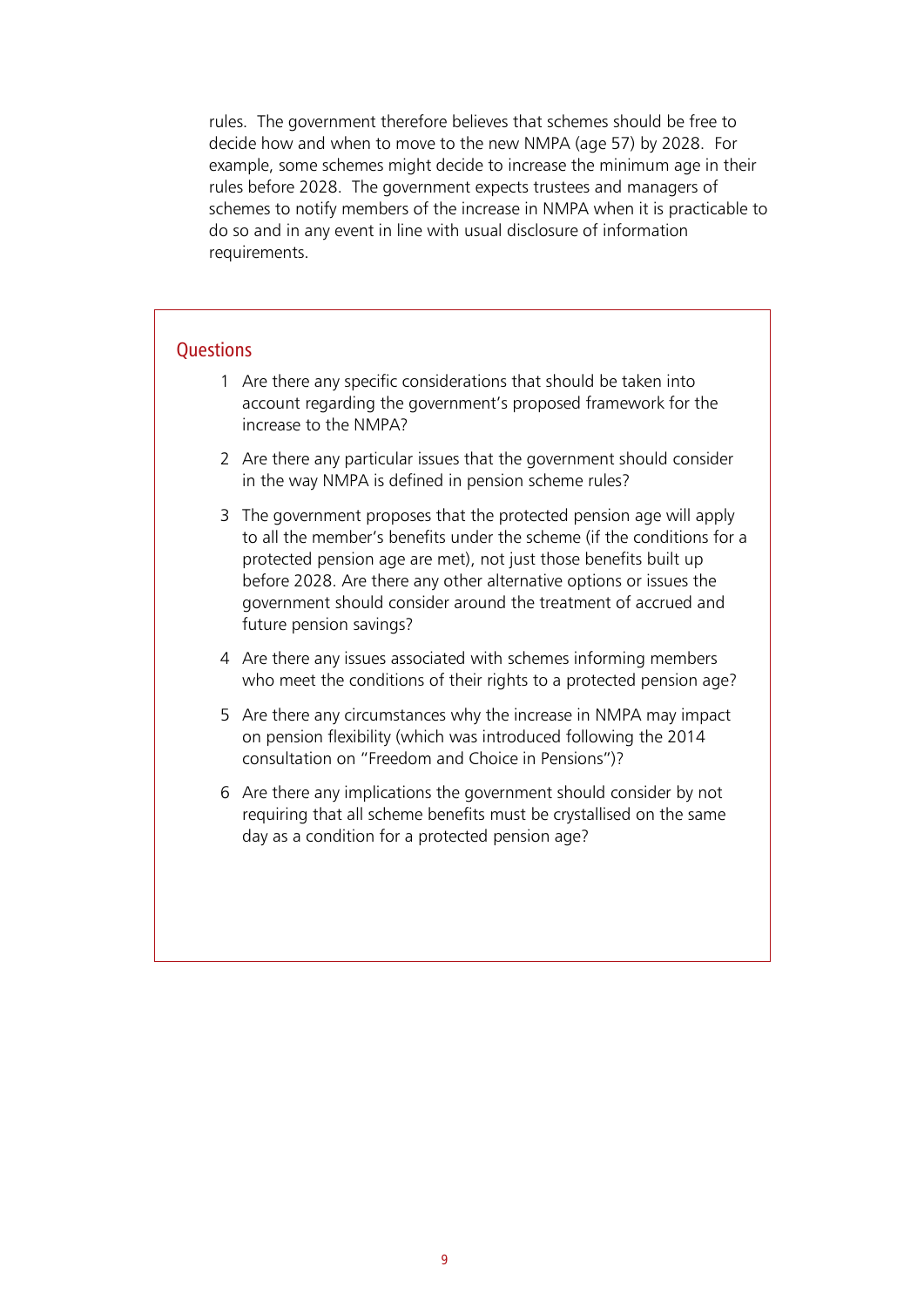rules. The government therefore believes that schemes should be free to decide how and when to move to the new NMPA (age 57) by 2028. For example, some schemes might decide to increase the minimum age in their rules before 2028. The government expects trustees and managers of schemes to notify members of the increase in NMPA when it is practicable to do so and in any event in line with usual disclosure of information requirements.

## Questions

1. Are there any specific considerations that should be taken into account regarding the government's proposed framework for the increase to the NMPA?
2. Are there any particular issues that the government should consider in the way NMPA is defined in pension scheme rules?
3. The government proposes that the protected pension age will apply to all the member's benefits under the scheme (if the conditions for a protected pension age are met), not just those benefits built up before 2028. Are there any other alternative options or issues the government should consider around the treatment of accrued and future pension savings?
4. Are there any issues associated with schemes informing members who meet the conditions of their rights to a protected pension age?
5. Are there any circumstances why the increase in NMPA may impact on pension flexibility (which was introduced following the 2014 consultation on "Freedom and Choice in Pensions")?
6. Are there any implications the government should consider by not requiring that all scheme benefits must be crystallised on the same day as a condition for a protected pension age?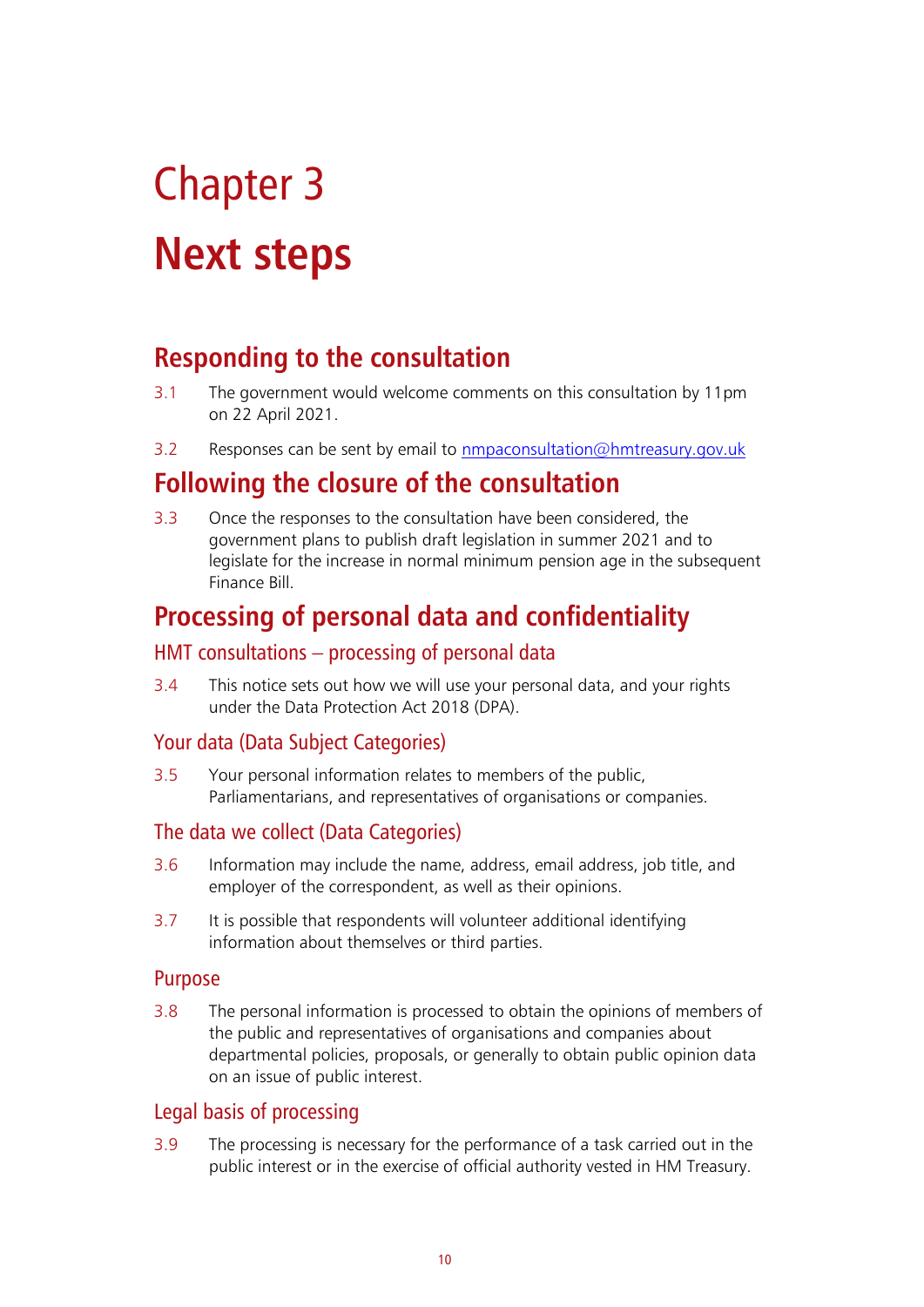# Chapter 3

# Next steps

## Responding to the consultation

3.1 The government would welcome comments on this consultation by 11pm on 22 April 2021.

3.2 Responses can be sent by email to nmpaconsultation@hmtreasury.gov.uk

## Following the closure of the consultation

3.3 Once the responses to the consultation have been considered, the government plans to publish draft legislation in summer 2021 and to legislate for the increase in normal minimum pension age in the subsequent Finance Bill.

## Processing of personal data and confidentiality

### HMT consultations – processing of personal data

3.4 This notice sets out how we will use your personal data, and your rights under the Data Protection Act 2018 (DPA).

### Your data (Data Subject Categories)

3.5 Your personal information relates to members of the public, Parliamentarians, and representatives of organisations or companies.

### The data we collect (Data Categories)

3.6 Information may include the name, address, email address, job title, and employer of the correspondent, as well as their opinions.

3.7 It is possible that respondents will volunteer additional identifying information about themselves or third parties.

### Purpose

3.8 The personal information is processed to obtain the opinions of members of the public and representatives of organisations and companies about departmental policies, proposals, or generally to obtain public opinion data on an issue of public interest.

### Legal basis of processing

3.9 The processing is necessary for the performance of a task carried out in the public interest or in the exercise of official authority vested in HM Treasury.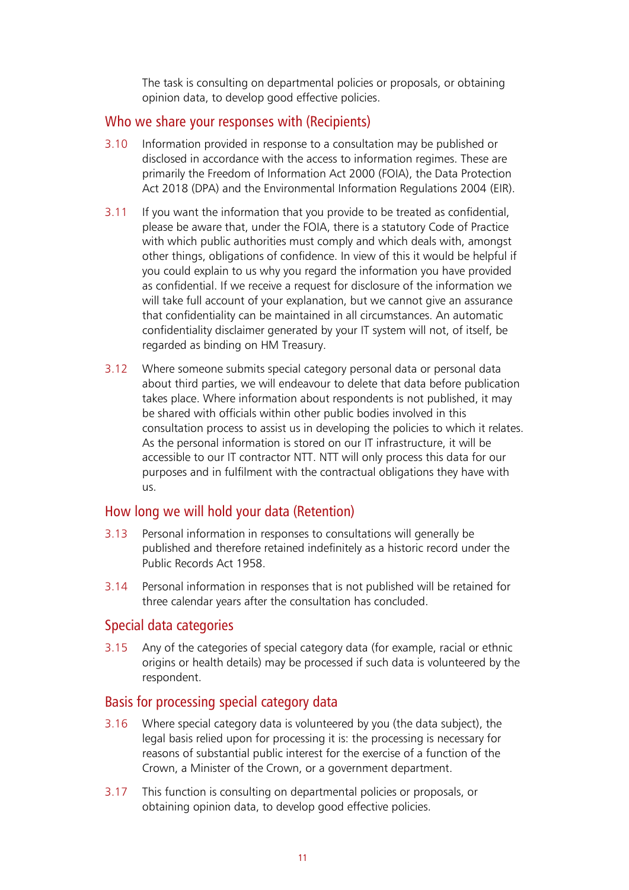The task is consulting on departmental policies or proposals, or obtaining opinion data, to develop good effective policies.

## Who we share your responses with (Recipients)

3.10 Information provided in response to a consultation may be published or disclosed in accordance with the access to information regimes. These are primarily the Freedom of Information Act 2000 (FOIA), the Data Protection Act 2018 (DPA) and the Environmental Information Regulations 2004 (EIR).

3.11 If you want the information that you provide to be treated as confidential, please be aware that, under the FOIA, there is a statutory Code of Practice with which public authorities must comply and which deals with, amongst other things, obligations of confidence. In view of this it would be helpful if you could explain to us why you regard the information you have provided as confidential. If we receive a request for disclosure of the information we will take full account of your explanation, but we cannot give an assurance that confidentiality can be maintained in all circumstances. An automatic confidentiality disclaimer generated by your IT system will not, of itself, be regarded as binding on HM Treasury.

3.12 Where someone submits special category personal data or personal data about third parties, we will endeavour to delete that data before publication takes place. Where information about respondents is not published, it may be shared with officials within other public bodies involved in this consultation process to assist us in developing the policies to which it relates. As the personal information is stored on our IT infrastructure, it will be accessible to our IT contractor NTT. NTT will only process this data for our purposes and in fulfilment with the contractual obligations they have with us.

## How long we will hold your data (Retention)

3.13 Personal information in responses to consultations will generally be published and therefore retained indefinitely as a historic record under the Public Records Act 1958.

3.14 Personal information in responses that is not published will be retained for three calendar years after the consultation has concluded.

## Special data categories

3.15 Any of the categories of special category data (for example, racial or ethnic origins or health details) may be processed if such data is volunteered by the respondent.

## Basis for processing special category data

3.16 Where special category data is volunteered by you (the data subject), the legal basis relied upon for processing it is: the processing is necessary for reasons of substantial public interest for the exercise of a function of the Crown, a Minister of the Crown, or a government department.

3.17 This function is consulting on departmental policies or proposals, or obtaining opinion data, to develop good effective policies.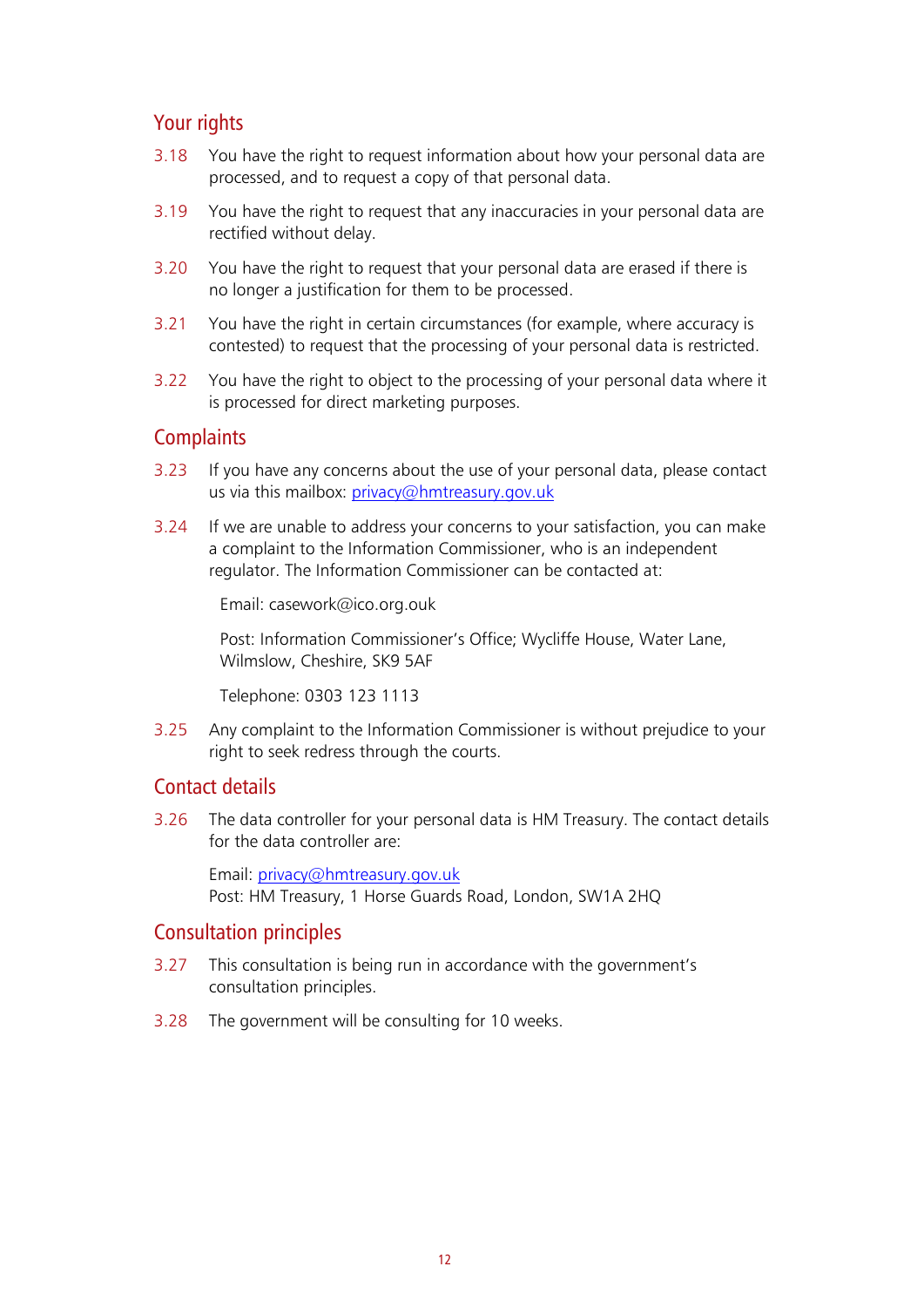## Your rights

3.18 You have the right to request information about how your personal data are processed, and to request a copy of that personal data.

3.19 You have the right to request that any inaccuracies in your personal data are rectified without delay.

3.20 You have the right to request that your personal data are erased if there is no longer a justification for them to be processed.

3.21 You have the right in certain circumstances (for example, where accuracy is contested) to request that the processing of your personal data is restricted.

3.22 You have the right to object to the processing of your personal data where it is processed for direct marketing purposes.

## Complaints

3.23 If you have any concerns about the use of your personal data, please contact us via this mailbox: privacy@hmtreasury.gov.uk

3.24 If we are unable to address your concerns to your satisfaction, you can make a complaint to the Information Commissioner, who is an independent regulator. The Information Commissioner can be contacted at:

Email: casework@ico.org.uk

Post: Information Commissioner's Office; Wycliffe House, Water Lane, Wilmslow, Cheshire, SK9 5AF

Telephone: 0303 123 1113

3.25 Any complaint to the Information Commissioner is without prejudice to your right to seek redress through the courts.

## Contact details

3.26 The data controller for your personal data is HM Treasury. The contact details for the data controller are:

Email: privacy@hmtreasury.gov.uk
Post: HM Treasury, 1 Horse Guards Road, London, SW1A 2HQ

## Consultation principles

3.27 This consultation is being run in accordance with the government's consultation principles.

3.28 The government will be consulting for 10 weeks.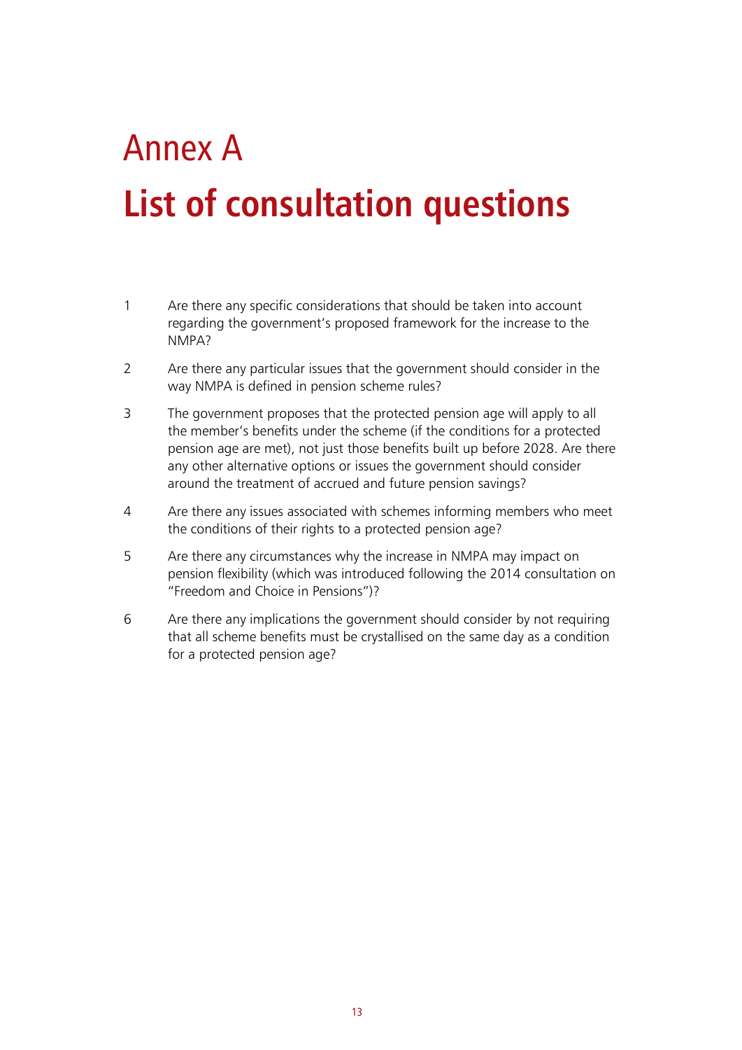# Annex A
# List of consultation questions

1 Are there any specific considerations that should be taken into account regarding the government's proposed framework for the increase to the NMPA?

2 Are there any particular issues that the government should consider in the way NMPA is defined in pension scheme rules?

3 The government proposes that the protected pension age will apply to all the member's benefits under the scheme (if the conditions for a protected pension age are met), not just those benefits built up before 2028. Are there any other alternative options or issues the government should consider around the treatment of accrued and future pension savings?

4 Are there any issues associated with schemes informing members who meet the conditions of their rights to a protected pension age?

5 Are there any circumstances why the increase in NMPA may impact on pension flexibility (which was introduced following the 2014 consultation on "Freedom and Choice in Pensions")?

6 Are there any implications the government should consider by not requiring that all scheme benefits must be crystallised on the same day as a condition for a protected pension age?